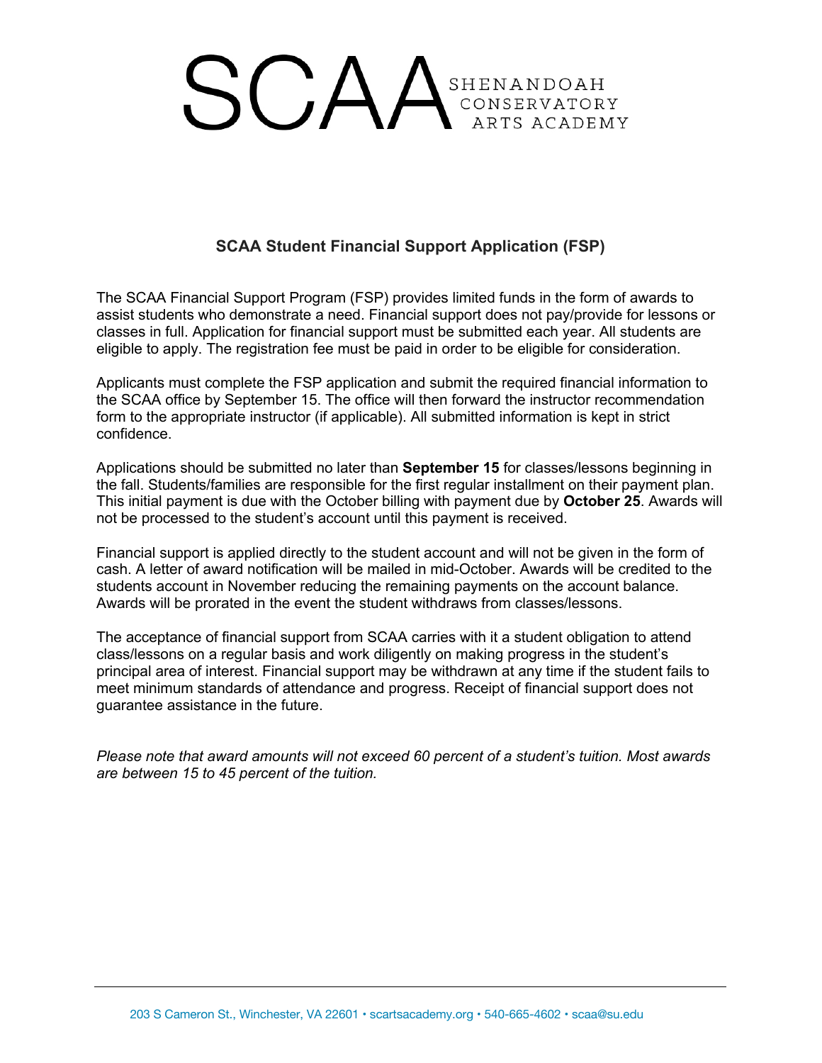SCAA SHENANDOAH CONSERVATORY ARTS ACADEMY

## SCAA Student Financial Support Application (FSP)

The SCAA Financial Support Program (FSP) provides limited funds in the form of awards to assist students who demonstrate a need. Financial support does not pay/provide for lessons or classes in full. Application for financial support must be submitted each year. All students are eligible to apply. The registration fee must be paid in order to be eligible for consideration.

Applicants must complete the FSP application and submit the required financial information to the SCAA office by September 15. The office will then forward the instructor recommendation form to the appropriate instructor (if applicable). All submitted information is kept in strict confidence.

Applications should be submitted no later than **September 15** for classes/lessons beginning in the fall. Students/families are responsible for the first regular installment on their payment plan. This initial payment is due with the October billing with payment due by **October 25**. Awards will not be processed to the student's account until this payment is received.

Financial support is applied directly to the student account and will not be given in the form of cash. A letter of award notification will be mailed in mid-October. Awards will be credited to the students account in November reducing the remaining payments on the account balance. Awards will be prorated in the event the student withdraws from classes/lessons.

The acceptance of financial support from SCAA carries with it a student obligation to attend class/lessons on a regular basis and work diligently on making progress in the student's principal area of interest. Financial support may be withdrawn at any time if the student fails to meet minimum standards of attendance and progress. Receipt of financial support does not guarantee assistance in the future.

*Please note that award amounts will not exceed 60 percent of a student's tuition. Most awards are between 15 to 45 percent of the tuition.*

203 S Cameron St., Winchester, VA 22601 • scartsacademy.org • 540-665-4602 • scaa@su.edu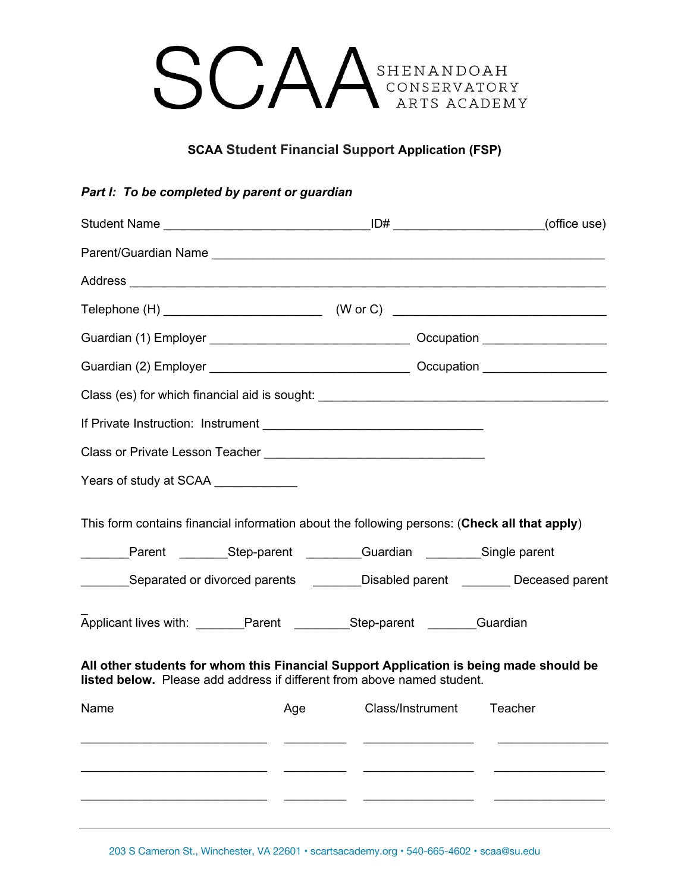# SCAA SHENANDOAH CONSERVATORY ARTS ACADEMY

**SCAA Student Financial Support Application (FSP)**

***Part I: To be completed by parent or guardian***

Student Name ______________________________ID# ______________________(office use)

Parent/Guardian Name _________________________________________________________

Address ______________________________________________________________________

Telephone (H) _______________________ (W or C) _______________________________

Guardian (1) Employer _____________________________ Occupation _________________

Guardian (2) Employer _____________________________ Occupation _________________

Class (es) for which financial aid is sought: _______________________________________

If Private Instruction: Instrument ________________________________

Class or Private Lesson Teacher ________________________________

Years of study at SCAA ____________

This form contains financial information about the following persons: (**Check all that apply**)

_______Parent _______Step-parent ________Guardian ________Single parent

_______Separated or divorced parents _______Disabled parent _______ Deceased parent

Applicant lives with: _______Parent ________Step-parent _______Guardian

**All other students for whom this Financial Support Application is being made should be listed below.** Please add address if different from above named student.

| Name | Age | Class/Instrument | Teacher |
|---|---|---|---|
| ___________________________ | _________ | ________________ | ________________ |
| ___________________________ | _________ | ________________ | ________________ |
| ___________________________ | _________ | ________________ | ________________ |

203 S Cameron St., Winchester, VA 22601 • scartsacademy.org • 540-665-4602 • scaa@su.edu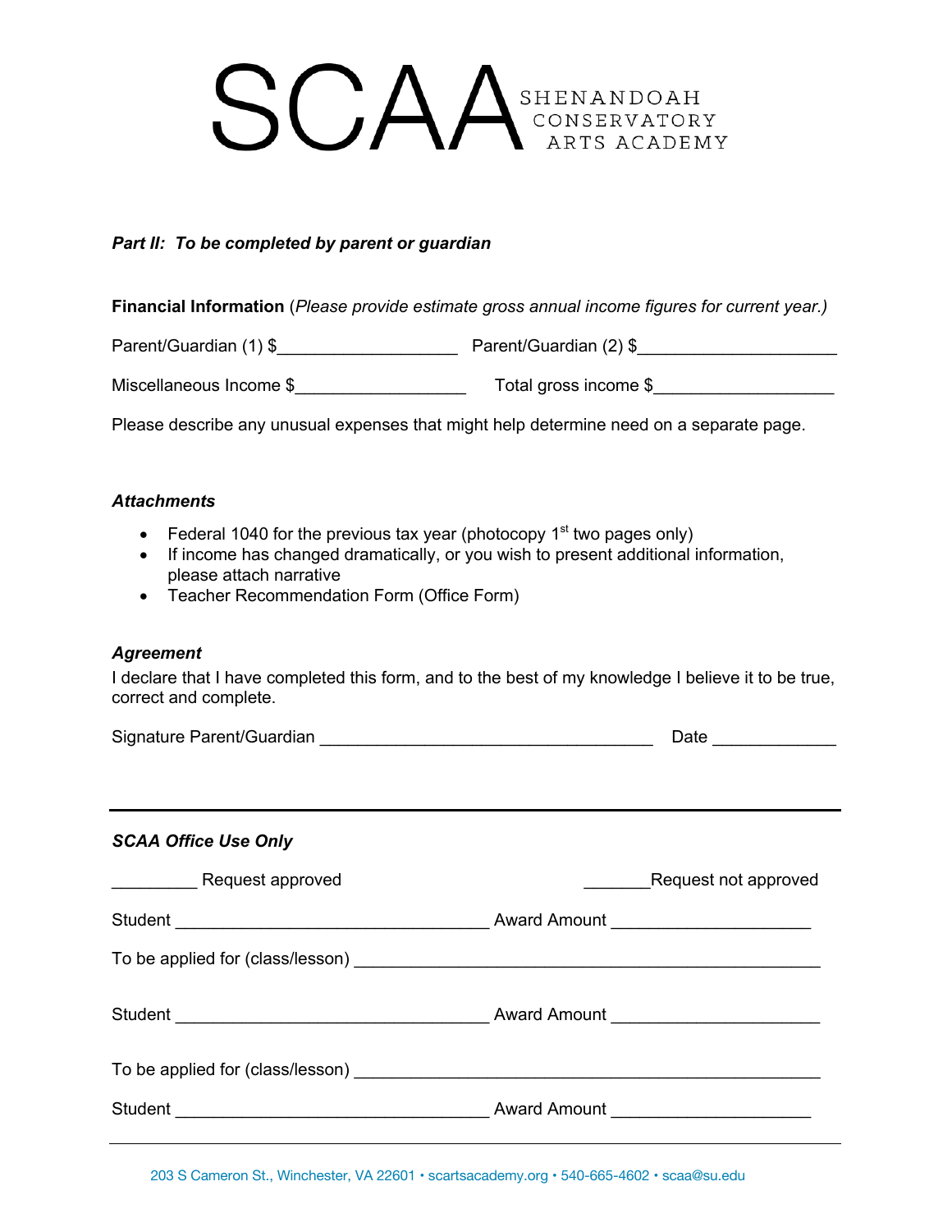# SCAA SHENANDOAH CONSERVATORY ARTS ACADEMY

***Part II: To be completed by parent or guardian***

**Financial Information** (*Please provide estimate gross annual income figures for current year.)*

Parent/Guardian (1) $___________________ Parent/Guardian (2) $_____________________

Miscellaneous Income $__________________ Total gross income $___________________

Please describe any unusual expenses that might help determine need on a separate page.

***Attachments***

- Federal 1040 for the previous tax year (photocopy 1st two pages only)
- If income has changed dramatically, or you wish to present additional information, please attach narrative
- Teacher Recommendation Form (Office Form)

***Agreement***

I declare that I have completed this form, and to the best of my knowledge I believe it to be true, correct and complete.

Signature Parent/Guardian ___________________________________ Date _____________

---

***SCAA Office Use Only***

_________ Request approved _______Request not approved

Student _________________________________ Award Amount ____________________

To be applied for (class/lesson) __________________________________________________

Student _________________________________ Award Amount _____________________

To be applied for (class/lesson) __________________________________________________

Student _________________________________ Award Amount ____________________

203 S Cameron St., Winchester, VA 22601 • scartsacademy.org • 540-665-4602 • scaa@su.edu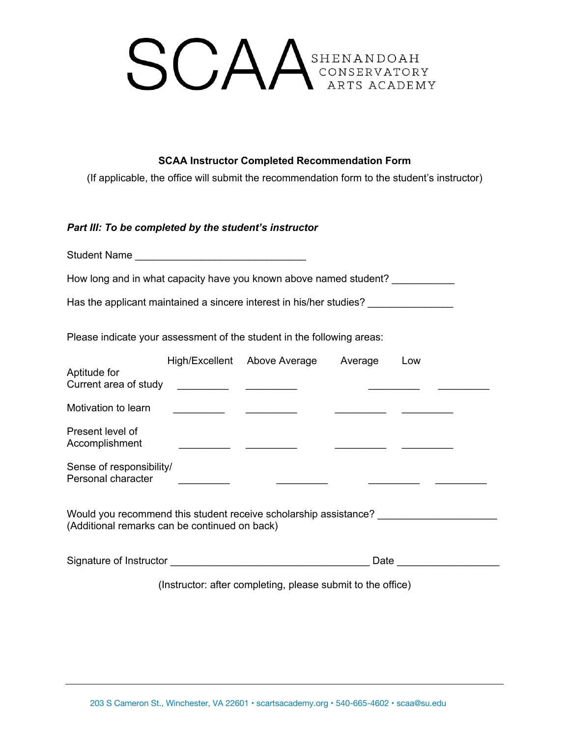SCAA SHENANDOAH CONSERVATORY ARTS ACADEMY

**SCAA Instructor Completed Recommendation Form**

(If applicable, the office will submit the recommendation form to the student's instructor)

***Part III: To be completed by the student's instructor***

Student Name ______________________________

How long and in what capacity have you known above named student? ___________

Has the applicant maintained a sincere interest in his/her studies? _______________

Please indicate your assessment of the student in the following areas:

| | High/Excellent | Above Average | Average | Low |
|---|---|---|---|---|
| Aptitude for Current area of study | _________ | _________ | _________ | _________ |
| Motivation to learn | _________ | _________ | _________ | _________ |
| Present level of Accomplishment | _________ | _________ | _________ | _________ |
| Sense of responsibility/ Personal character | _________ | _________ | _________ | _________ |

Would you recommend this student receive scholarship assistance? ____________________
(Additional remarks can be continued on back)

Signature of Instructor ___________________________________ Date _________________

(Instructor: after completing, please submit to the office)

203 S Cameron St., Winchester, VA 22601 • scartsacademy.org • 540-665-4602 • scaa@su.edu